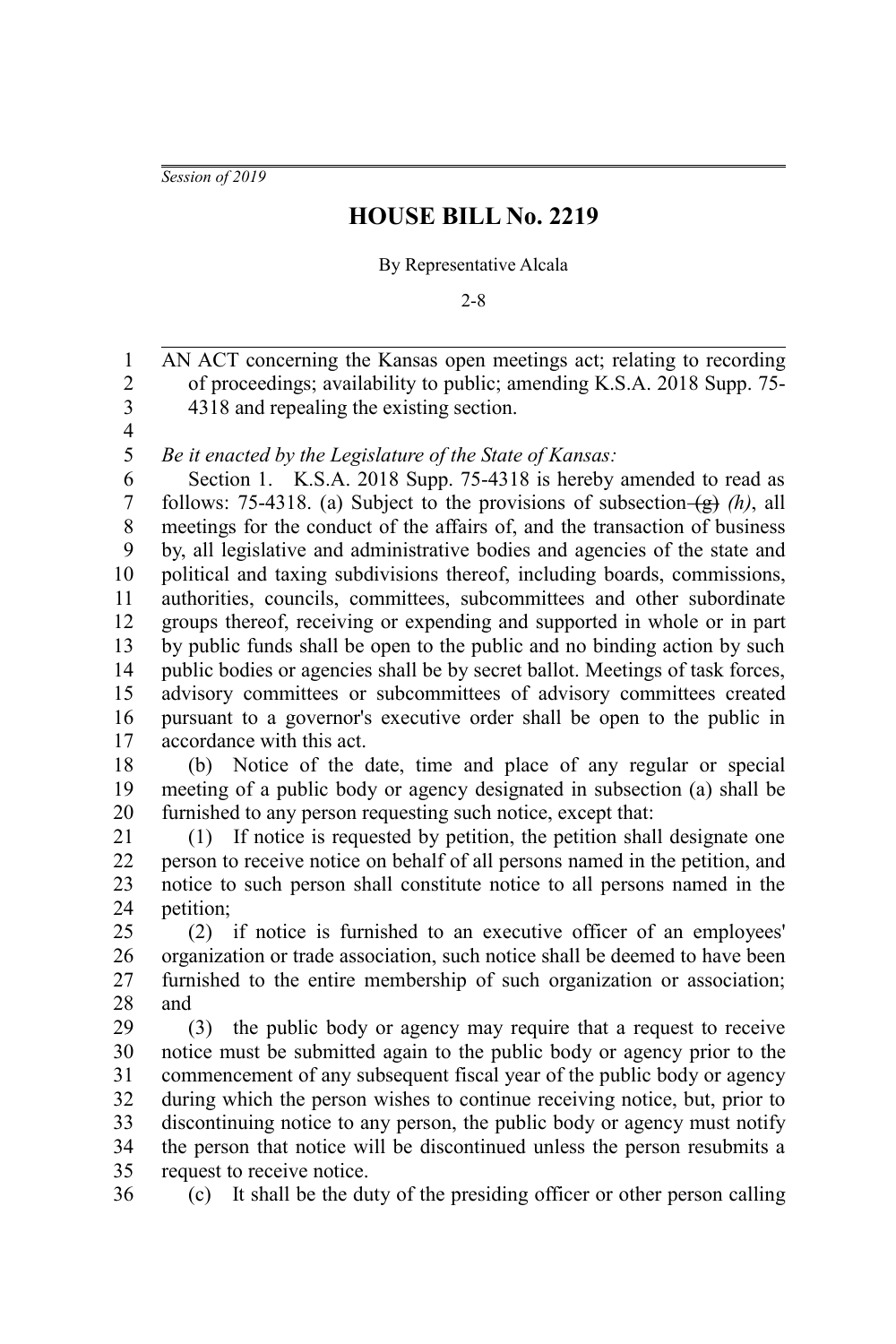*Session of 2019*

# HOUSE BILL No. 2219

By Representative Alcala

2-8

AN ACT concerning the Kansas open meetings act; relating to recording of proceedings; availability to public; amending K.S.A. 2018 Supp. 75-4318 and repealing the existing section.

*Be it enacted by the Legislature of the State of Kansas:*

Section 1. K.S.A. 2018 Supp. 75-4318 is hereby amended to read as follows: 75-4318. (a) Subject to the provisions of subsection ~~(g)~~ *(h)*, all meetings for the conduct of the affairs of, and the transaction of business by, all legislative and administrative bodies and agencies of the state and political and taxing subdivisions thereof, including boards, commissions, authorities, councils, committees, subcommittees and other subordinate groups thereof, receiving or expending and supported in whole or in part by public funds shall be open to the public and no binding action by such public bodies or agencies shall be by secret ballot. Meetings of task forces, advisory committees or subcommittees of advisory committees created pursuant to a governor's executive order shall be open to the public in accordance with this act.

(b) Notice of the date, time and place of any regular or special meeting of a public body or agency designated in subsection (a) shall be furnished to any person requesting such notice, except that:

(1) If notice is requested by petition, the petition shall designate one person to receive notice on behalf of all persons named in the petition, and notice to such person shall constitute notice to all persons named in the petition;

(2) if notice is furnished to an executive officer of an employees' organization or trade association, such notice shall be deemed to have been furnished to the entire membership of such organization or association; and

(3) the public body or agency may require that a request to receive notice must be submitted again to the public body or agency prior to the commencement of any subsequent fiscal year of the public body or agency during which the person wishes to continue receiving notice, but, prior to discontinuing notice to any person, the public body or agency must notify the person that notice will be discontinued unless the person resubmits a request to receive notice.

(c) It shall be the duty of the presiding officer or other person calling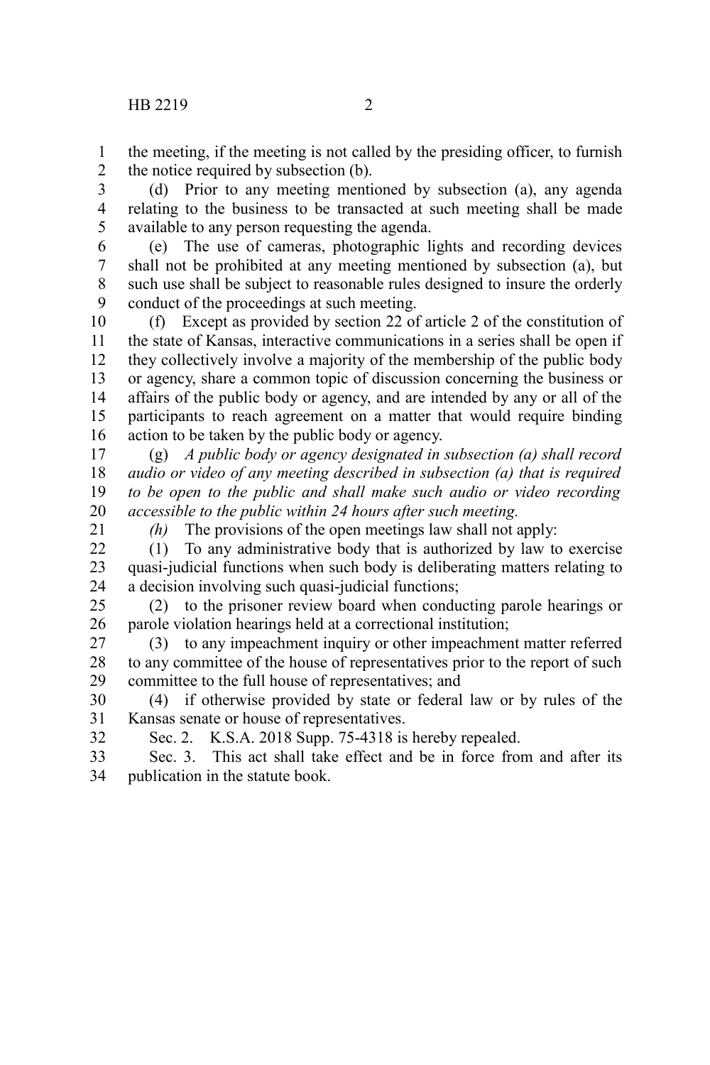the meeting, if the meeting is not called by the presiding officer, to furnish the notice required by subsection (b).

(d) Prior to any meeting mentioned by subsection (a), any agenda relating to the business to be transacted at such meeting shall be made available to any person requesting the agenda.

(e) The use of cameras, photographic lights and recording devices shall not be prohibited at any meeting mentioned by subsection (a), but such use shall be subject to reasonable rules designed to insure the orderly conduct of the proceedings at such meeting.

(f) Except as provided by section 22 of article 2 of the constitution of the state of Kansas, interactive communications in a series shall be open if they collectively involve a majority of the membership of the public body or agency, share a common topic of discussion concerning the business or affairs of the public body or agency, and are intended by any or all of the participants to reach agreement on a matter that would require binding action to be taken by the public body or agency.

(g) *A public body or agency designated in subsection (a) shall record audio or video of any meeting described in subsection (a) that is required to be open to the public and shall make such audio or video recording accessible to the public within 24 hours after such meeting.*

*(h)* The provisions of the open meetings law shall not apply:

(1) To any administrative body that is authorized by law to exercise quasi-judicial functions when such body is deliberating matters relating to a decision involving such quasi-judicial functions;

(2) to the prisoner review board when conducting parole hearings or parole violation hearings held at a correctional institution;

(3) to any impeachment inquiry or other impeachment matter referred to any committee of the house of representatives prior to the report of such committee to the full house of representatives; and

(4) if otherwise provided by state or federal law or by rules of the Kansas senate or house of representatives.

Sec. 2. K.S.A. 2018 Supp. 75-4318 is hereby repealed.

Sec. 3. This act shall take effect and be in force from and after its publication in the statute book.